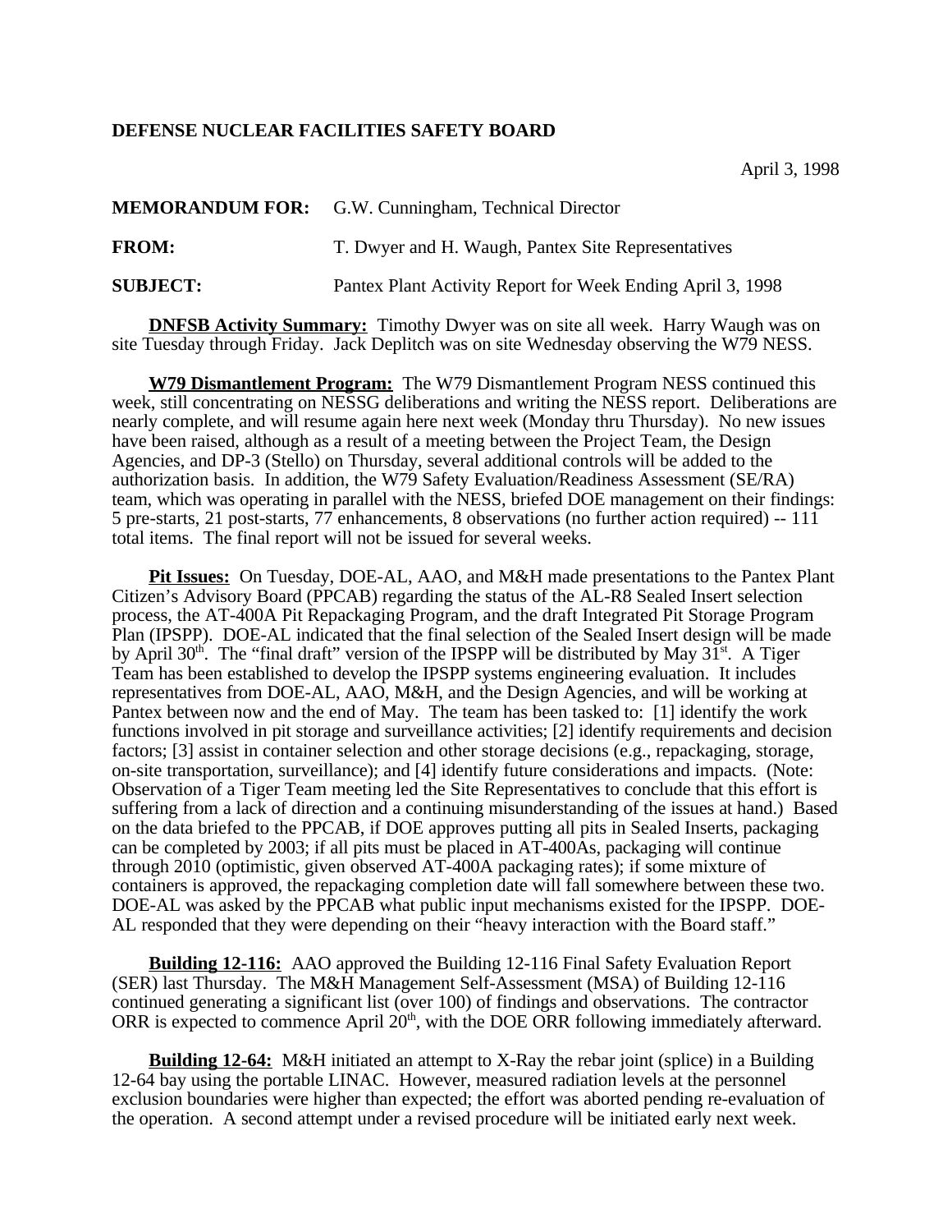**DEFENSE NUCLEAR FACILITIES SAFETY BOARD**

April 3, 1998

**MEMORANDUM FOR:** G.W. Cunningham, Technical Director

**FROM:** T. Dwyer and H. Waugh, Pantex Site Representatives

**SUBJECT:** Pantex Plant Activity Report for Week Ending April 3, 1998

**DNFSB Activity Summary:** Timothy Dwyer was on site all week. Harry Waugh was on site Tuesday through Friday. Jack Deplitch was on site Wednesday observing the W79 NESS.

**W79 Dismantlement Program:** The W79 Dismantlement Program NESS continued this week, still concentrating on NESSG deliberations and writing the NESS report. Deliberations are nearly complete, and will resume again here next week (Monday thru Thursday). No new issues have been raised, although as a result of a meeting between the Project Team, the Design Agencies, and DP-3 (Stello) on Thursday, several additional controls will be added to the authorization basis. In addition, the W79 Safety Evaluation/Readiness Assessment (SE/RA) team, which was operating in parallel with the NESS, briefed DOE management on their findings: 5 pre-starts, 21 post-starts, 77 enhancements, 8 observations (no further action required) -- 111 total items. The final report will not be issued for several weeks.

**Pit Issues:** On Tuesday, DOE-AL, AAO, and M&H made presentations to the Pantex Plant Citizen's Advisory Board (PPCAB) regarding the status of the AL-R8 Sealed Insert selection process, the AT-400A Pit Repackaging Program, and the draft Integrated Pit Storage Program Plan (IPSPP). DOE-AL indicated that the final selection of the Sealed Insert design will be made by April 30th. The "final draft" version of the IPSPP will be distributed by May 31st. A Tiger Team has been established to develop the IPSPP systems engineering evaluation. It includes representatives from DOE-AL, AAO, M&H, and the Design Agencies, and will be working at Pantex between now and the end of May. The team has been tasked to: [1] identify the work functions involved in pit storage and surveillance activities; [2] identify requirements and decision factors; [3] assist in container selection and other storage decisions (e.g., repackaging, storage, on-site transportation, surveillance); and [4] identify future considerations and impacts. (Note: Observation of a Tiger Team meeting led the Site Representatives to conclude that this effort is suffering from a lack of direction and a continuing misunderstanding of the issues at hand.) Based on the data briefed to the PPCAB, if DOE approves putting all pits in Sealed Inserts, packaging can be completed by 2003; if all pits must be placed in AT-400As, packaging will continue through 2010 (optimistic, given observed AT-400A packaging rates); if some mixture of containers is approved, the repackaging completion date will fall somewhere between these two. DOE-AL was asked by the PPCAB what public input mechanisms existed for the IPSPP. DOE-AL responded that they were depending on their "heavy interaction with the Board staff."

**Building 12-116:** AAO approved the Building 12-116 Final Safety Evaluation Report (SER) last Thursday. The M&H Management Self-Assessment (MSA) of Building 12-116 continued generating a significant list (over 100) of findings and observations. The contractor ORR is expected to commence April 20th, with the DOE ORR following immediately afterward.

**Building 12-64:** M&H initiated an attempt to X-Ray the rebar joint (splice) in a Building 12-64 bay using the portable LINAC. However, measured radiation levels at the personnel exclusion boundaries were higher than expected; the effort was aborted pending re-evaluation of the operation. A second attempt under a revised procedure will be initiated early next week.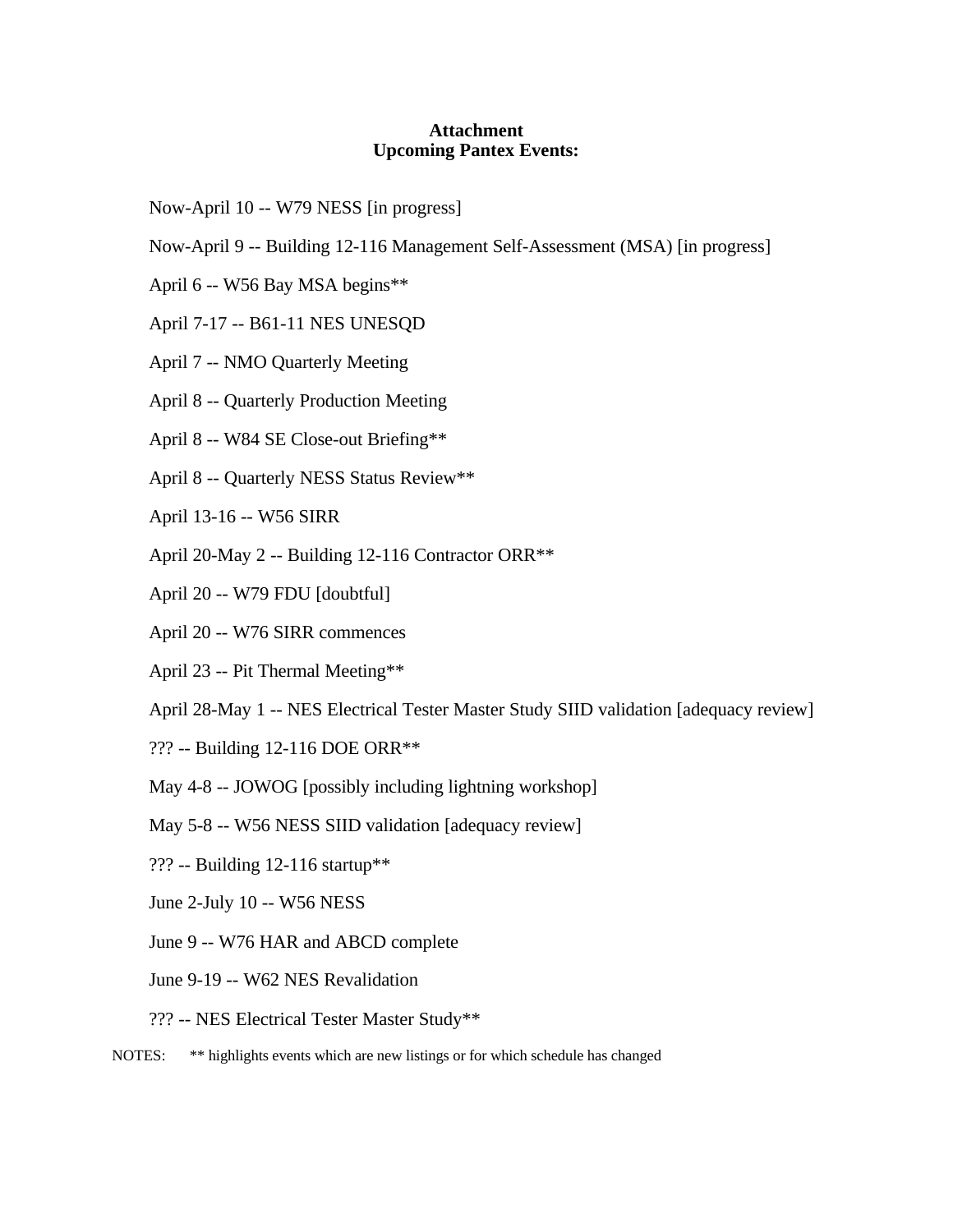**Attachment**
**Upcoming Pantex Events:**

Now-April 10 -- W79 NESS [in progress]

Now-April 9 -- Building 12-116 Management Self-Assessment (MSA) [in progress]

April 6 -- W56 Bay MSA begins**

April 7-17 -- B61-11 NES UNESQD

April 7 -- NMO Quarterly Meeting

April 8 -- Quarterly Production Meeting

April 8 -- W84 SE Close-out Briefing**

April 8 -- Quarterly NESS Status Review**

April 13-16 -- W56 SIRR

April 20-May 2 -- Building 12-116 Contractor ORR**

April 20 -- W79 FDU [doubtful]

April 20 -- W76 SIRR commences

April 23 -- Pit Thermal Meeting**

April 28-May 1 -- NES Electrical Tester Master Study SIID validation [adequacy review]

??? -- Building 12-116 DOE ORR**

May 4-8 -- JOWOG [possibly including lightning workshop]

May 5-8 -- W56 NESS SIID validation [adequacy review]

??? -- Building 12-116 startup**

June 2-July 10 -- W56 NESS

June 9 -- W76 HAR and ABCD complete

June 9-19 -- W62 NES Revalidation

??? -- NES Electrical Tester Master Study**

NOTES: ** highlights events which are new listings or for which schedule has changed